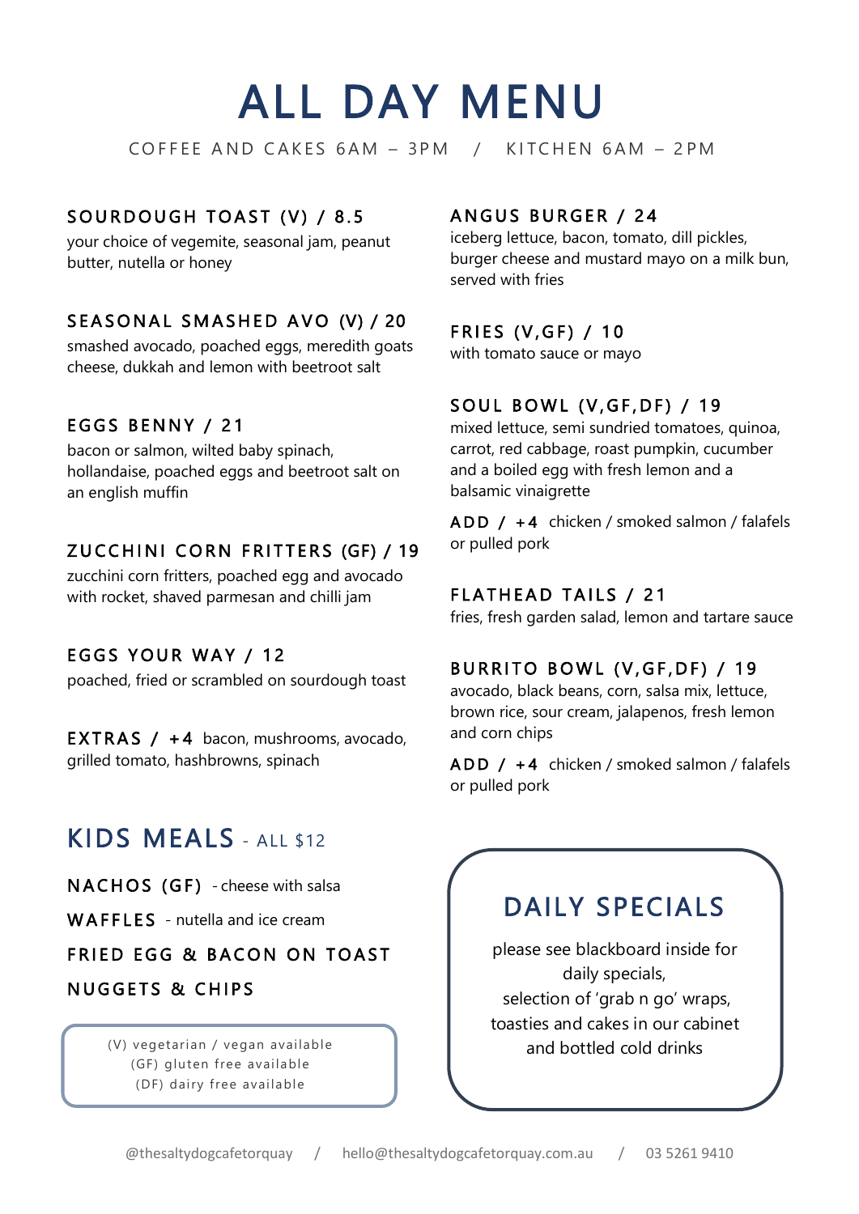# ALL DAY MENU

COFFEE AND CAKES 6AM – 3PM / KITCHEN 6AM – 2PM

### SOURDOUGH TOAST (V) / 8.5

your choice of vegemite, seasonal jam, peanut butter, nutella or honey

### SEASONAL SMASHED AVO (V) / 20

smashed avocado, poached eggs, meredith goats cheese, dukkah and lemon with beetroot salt

### EGGS BENNY / 21

bacon or salmon, wilted baby spinach, hollandaise, poached eggs and beetroot salt on an english muffin

### ZUCCHINI CORN FRITTERS (GF) / 19

zucchini corn fritters, poached egg and avocado with rocket, shaved parmesan and chilli jam

### EGGS YOUR WAY / 12

poached, fried or scrambled on sourdough toast

**EXTRAS / +4** bacon, mushrooms, avocado, grilled tomato, hashbrowns, spinach

### ANGUS BURGER / 24

iceberg lettuce, bacon, tomato, dill pickles, burger cheese and mustard mayo on a milk bun, served with fries

### FRIES (V,GF) / 10

with tomato sauce or mayo

### SOUL BOWL (V,GF,DF) / 19

mixed lettuce, semi sundried tomatoes, quinoa, carrot, red cabbage, roast pumpkin, cucumber and a boiled egg with fresh lemon and a balsamic vinaigrette

**ADD / +4** chicken / smoked salmon / falafels or pulled pork

### FLATHEAD TAILS / 21

fries, fresh garden salad, lemon and tartare sauce

### BURRITO BOWL (V,GF,DF) / 19

avocado, black beans, corn, salsa mix, lettuce, brown rice, sour cream, jalapenos, fresh lemon and corn chips

**ADD / +4** chicken / smoked salmon / falafels or pulled pork

## KIDS MEALS - ALL $12

**NACHOS (GF)** - cheese with salsa

**WAFFLES** - nutella and ice cream

**FRIED EGG & BACON ON TOAST**

**NUGGETS & CHIPS**

(V) vegetarian / vegan available
(GF) gluten free available
(DF) dairy free available

## DAILY SPECIALS

please see blackboard inside for daily specials,
selection of 'grab n go' wraps, toasties and cakes in our cabinet and bottled cold drinks

@thesaltydogcafetorquay / hello@thesaltydogcafetorquay.com.au / 03 5261 9410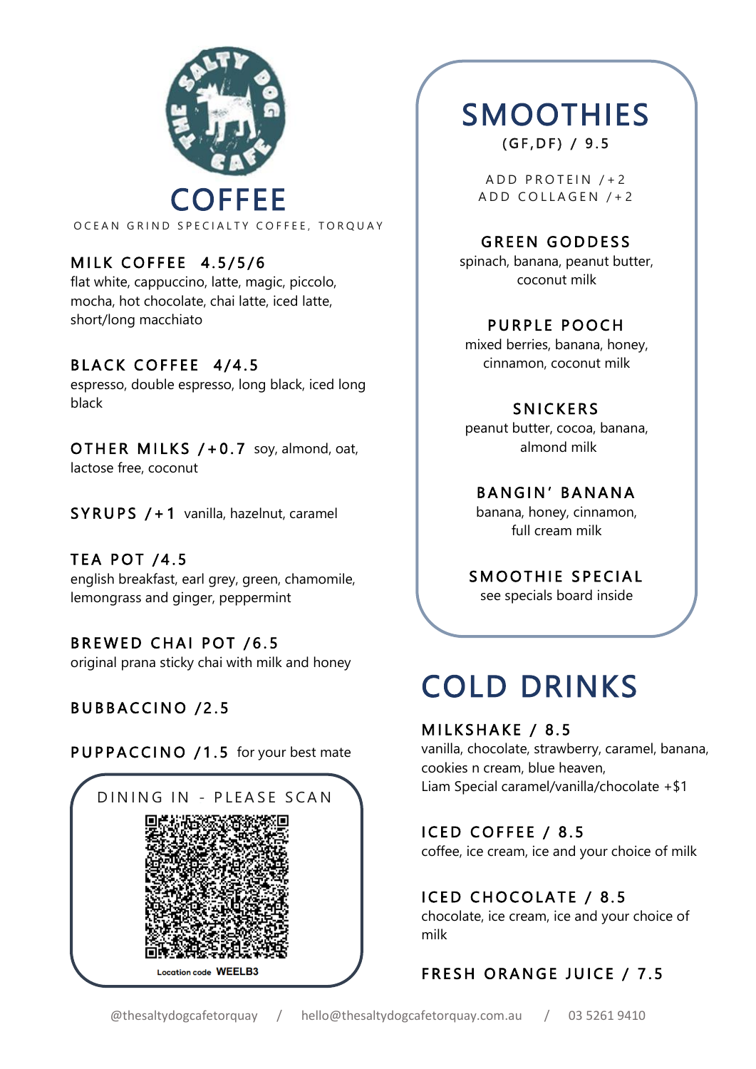THE SALTY DOG CAFE

# COFFEE

OCEAN GRIND SPECIALTY COFFEE, TORQUAY

### MILK COFFEE 4.5/5/6
flat white, cappuccino, latte, magic, piccolo, mocha, hot chocolate, chai latte, iced latte, short/long macchiato

### BLACK COFFEE 4/4.5
espresso, double espresso, long black, iced long black

### OTHER MILKS /+0.7
soy, almond, oat, lactose free, coconut

### SYRUPS /+1
vanilla, hazelnut, caramel

### TEA POT /4.5
english breakfast, earl grey, green, chamomile, lemongrass and ginger, peppermint

### BREWED CHAI POT /6.5
original prana sticky chai with milk and honey

### BUBBACCINO /2.5

### PUPPACCINO /1.5
for your best mate

DINING IN - PLEASE SCAN

Location code WEELB3

# SMOOTHIES

(GF,DF) / 9.5

ADD PROTEIN /+2
ADD COLLAGEN /+2

### GREEN GODDESS
spinach, banana, peanut butter, coconut milk

### PURPLE POOCH
mixed berries, banana, honey, cinnamon, coconut milk

### SNICKERS
peanut butter, cocoa, banana, almond milk

### BANGIN' BANANA
banana, honey, cinnamon, full cream milk

### SMOOTHIE SPECIAL
see specials board inside

# COLD DRINKS

### MILKSHAKE / 8.5
vanilla, chocolate, strawberry, caramel, banana, cookies n cream, blue heaven,
Liam Special caramel/vanilla/chocolate +$1

### ICED COFFEE / 8.5
coffee, ice cream, ice and your choice of milk

### ICED CHOCOLATE / 8.5
chocolate, ice cream, ice and your choice of milk

### FRESH ORANGE JUICE / 7.5

@thesaltydogcafetorquay / hello@thesaltydogcafetorquay.com.au / 03 5261 9410